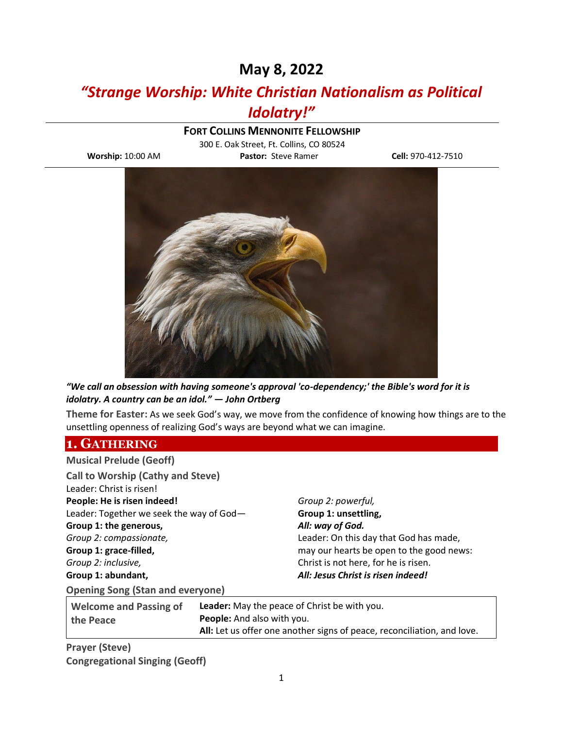# May 8, 2022

## *“Strange Worship: White Christian Nationalism as Political Idolatry!”*

**FORT COLLINS MENNONITE FELLOWSHIP**

300 E. Oak Street, Ft. Collins, CO 80524

**Worship:** 10:00 AM **Pastor:** Steve Ramer **Cell:** 970-412-7510

***“We call an obsession with having someone's approval 'co-dependency;' the Bible's word for it is idolatry. A country can be an idol.” — John Ortberg***

**Theme for Easter:** As we seek God’s way, we move from the confidence of knowing how things are to the unsettling openness of realizing God’s ways are beyond what we can imagine.

## 1. GATHERING

**Musical Prelude (Geoff)**

**Call to Worship (Cathy and Steve)**

Leader: Christ is risen!
**People: He is risen indeed!**
Leader: Together we seek the way of God—
**Group 1: the generous,**
*Group 2: compassionate,*
**Group 1: grace-filled,**
*Group 2: inclusive,*
**Group 1: abundant,**
*Group 2: powerful,*
**Group 1: unsettling,**
***All: way of God.***
Leader: On this day that God has made,
may our hearts be open to the good news:
Christ is not here, for he is risen.
***All: Jesus Christ is risen indeed!***

**Opening Song (Stan and everyone)**

**Welcome and Passing of the Peace**

**Leader:** May the peace of Christ be with you.
**People:** And also with you.
**All:** Let us offer one another signs of peace, reconciliation, and love.

**Prayer (Steve)**

**Congregational Singing (Geoff)**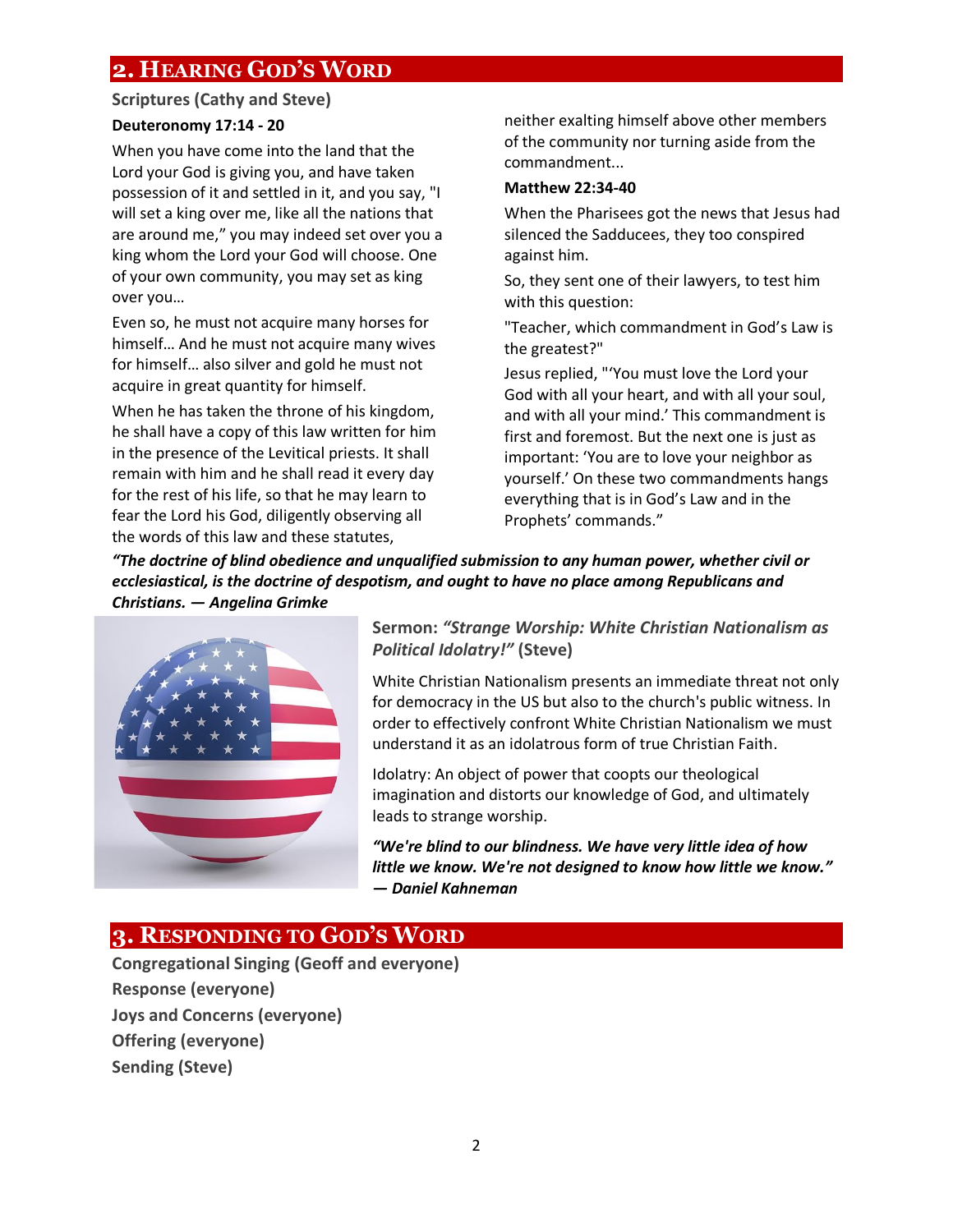## 2. Hearing God's Word

**Scriptures (Cathy and Steve)**

**Deuteronomy 17:14 - 20**

When you have come into the land that the Lord your God is giving you, and have taken possession of it and settled in it, and you say, "I will set a king over me, like all the nations that are around me," you may indeed set over you a king whom the Lord your God will choose. One of your own community, you may set as king over you…

Even so, he must not acquire many horses for himself… And he must not acquire many wives for himself… also silver and gold he must not acquire in great quantity for himself.

When he has taken the throne of his kingdom, he shall have a copy of this law written for him in the presence of the Levitical priests. It shall remain with him and he shall read it every day for the rest of his life, so that he may learn to fear the Lord his God, diligently observing all the words of this law and these statutes, neither exalting himself above other members of the community nor turning aside from the commandment...

**Matthew 22:34-40**

When the Pharisees got the news that Jesus had silenced the Sadducees, they too conspired against him.

So, they sent one of their lawyers, to test him with this question:

"Teacher, which commandment in God's Law is the greatest?"

Jesus replied, "'You must love the Lord your God with all your heart, and with all your soul, and with all your mind.' This commandment is first and foremost. But the next one is just as important: 'You are to love your neighbor as yourself.' On these two commandments hangs everything that is in God's Law and in the Prophets' commands."

***"The doctrine of blind obedience and unqualified submission to any human power, whether civil or ecclesiastical, is the doctrine of despotism, and ought to have no place among Republicans and Christians. — Angelina Grimke***

**Sermon: *"Strange Worship: White Christian Nationalism as Political Idolatry!"* (Steve)**

White Christian Nationalism presents an immediate threat not only for democracy in the US but also to the church's public witness. In order to effectively confront White Christian Nationalism we must understand it as an idolatrous form of true Christian Faith.

Idolatry: An object of power that coopts our theological imagination and distorts our knowledge of God, and ultimately leads to strange worship.

***"We're blind to our blindness. We have very little idea of how little we know. We're not designed to know how little we know." — Daniel Kahneman***

## 3. Responding to God's Word

**Congregational Singing (Geoff and everyone)**

**Response (everyone)**

**Joys and Concerns (everyone)**

**Offering (everyone)**

**Sending (Steve)**